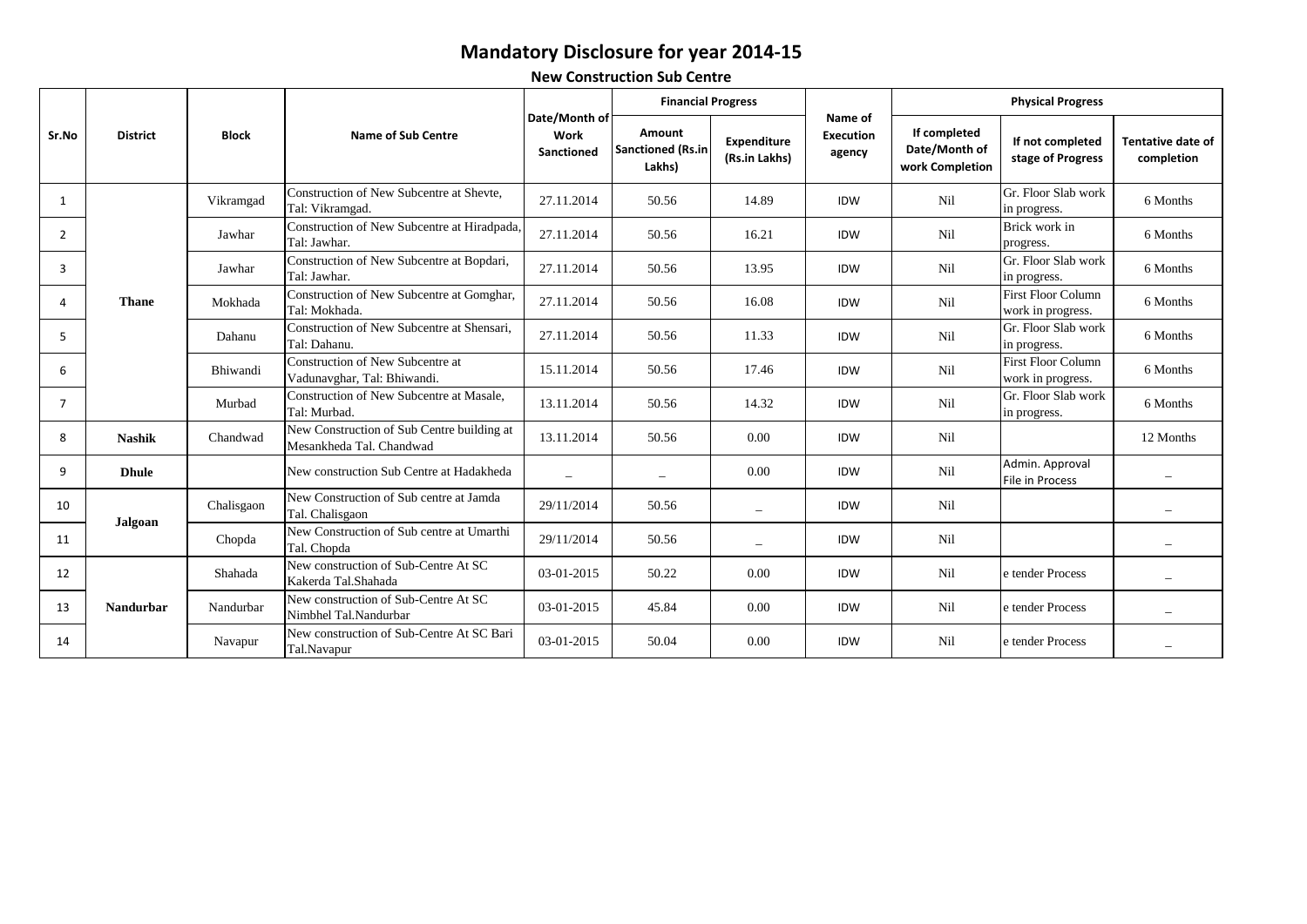# Mandatory Disclosure for year 2014-15

## New Construction Sub Centre

| Sr.No | District | Block | Name of Sub Centre | Date/Month of Work Sanctioned | Financial Progress | | Name of Execution agency | Physical Progress | | |
|---|---|---|---|---|---|---|---|---|---|---|
| | | | | | Amount Sanctioned (Rs.in Lakhs) | Expenditure (Rs.in Lakhs) | | If completed Date/Month of work Completion | If not completed stage of Progress | Tentative date of completion |
| 1 | Thane | Vikramgad | Construction of New Subcentre at Shevte, Tal: Vikramgad. | 27.11.2014 | 50.56 | 14.89 | IDW | Nil | Gr. Floor Slab work in progress. | 6 Months |
| 2 | | Jawhar | Construction of New Subcentre at Hiradpada, Tal: Jawhar. | 27.11.2014 | 50.56 | 16.21 | IDW | Nil | Brick work in progress. | 6 Months |
| 3 | | Jawhar | Construction of New Subcentre at Bopdari, Tal: Jawhar. | 27.11.2014 | 50.56 | 13.95 | IDW | Nil | Gr. Floor Slab work in progress. | 6 Months |
| 4 | | Mokhada | Construction of New Subcentre at Gomghar, Tal: Mokhada. | 27.11.2014 | 50.56 | 16.08 | IDW | Nil | First Floor Column work in progress. | 6 Months |
| 5 | | Dahanu | Construction of New Subcentre at Shensari, Tal: Dahanu. | 27.11.2014 | 50.56 | 11.33 | IDW | Nil | Gr. Floor Slab work in progress. | 6 Months |
| 6 | | Bhiwandi | Construction of New Subcentre at Vadunavghar, Tal: Bhiwandi. | 15.11.2014 | 50.56 | 17.46 | IDW | Nil | First Floor Column work in progress. | 6 Months |
| 7 | | Murbad | Construction of New Subcentre at Masale, Tal: Murbad. | 13.11.2014 | 50.56 | 14.32 | IDW | Nil | Gr. Floor Slab work in progress. | 6 Months |
| 8 | Nashik | Chandwad | New Construction of Sub Centre building at Mesankheda Tal. Chandwad | 13.11.2014 | 50.56 | 0.00 | IDW | Nil | | 12 Months |
| 9 | Dhule | | New construction Sub Centre at Hadakheda | _ | _ | 0.00 | IDW | Nil | Admin. Approval File in Process | _ |
| 10 | Jalgoan | Chalisgaon | New Construction of Sub centre at Jamda Tal. Chalisgaon | 29/11/2014 | 50.56 | _ | IDW | Nil | | _ |
| 11 | | Chopda | New Construction of Sub centre at Umarthi Tal. Chopda | 29/11/2014 | 50.56 | _ | IDW | Nil | | _ |
| 12 | Nandurbar | Shahada | New construction of Sub-Centre At SC Kakerda Tal.Shahada | 03-01-2015 | 50.22 | 0.00 | IDW | Nil | e tender Process | _ |
| 13 | | Nandurbar | New construction of Sub-Centre At SC Nimbhel Tal.Nandurbar | 03-01-2015 | 45.84 | 0.00 | IDW | Nil | e tender Process | _ |
| 14 | | Navapur | New construction of Sub-Centre At SC Bari Tal.Navapur | 03-01-2015 | 50.04 | 0.00 | IDW | Nil | e tender Process | _ |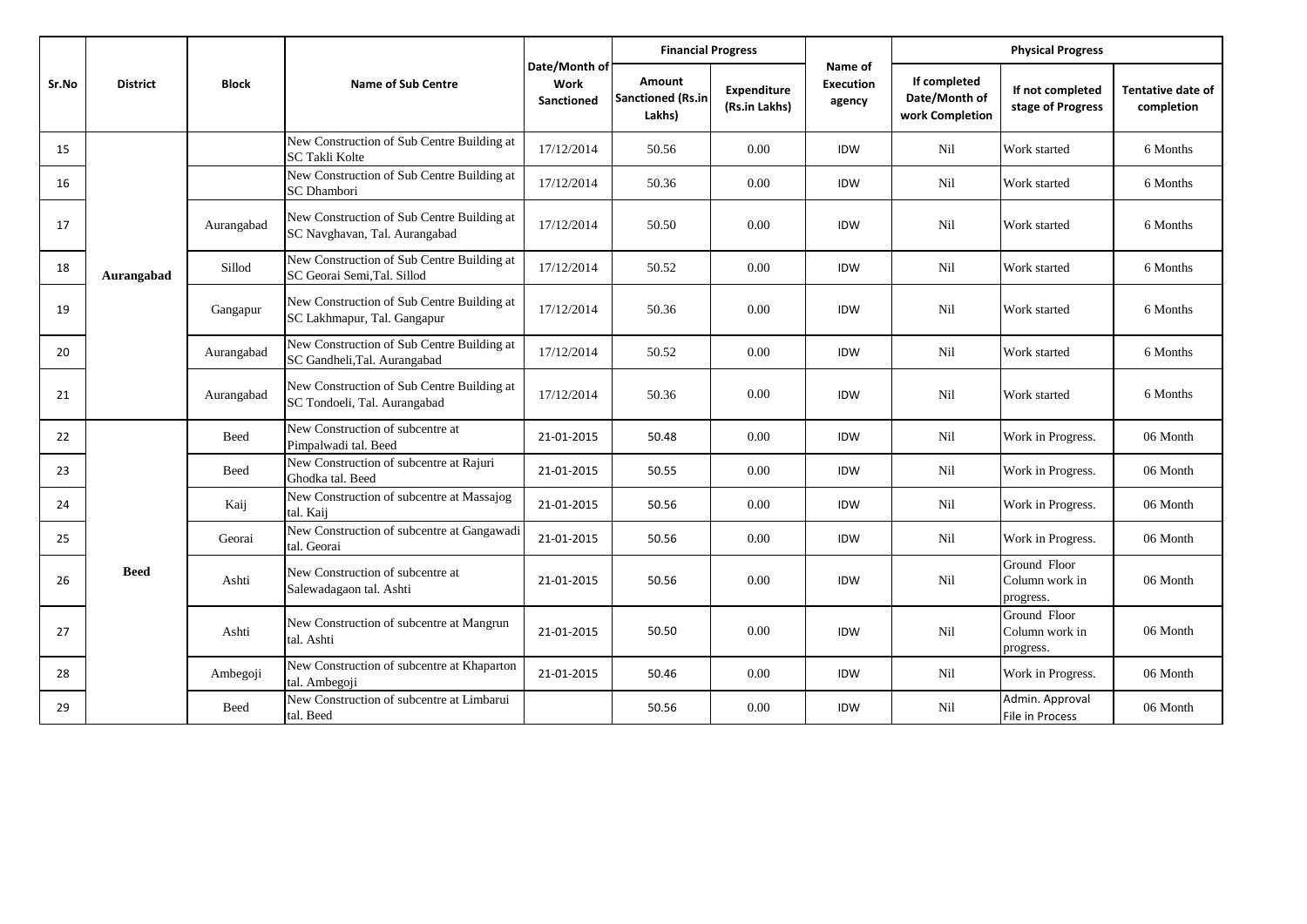| Sr.No | District | Block | Name of Sub Centre | Date/Month of Work Sanctioned | Financial Progress | | Name of Execution agency | Physical Progress | | |
|---|---|---|---|---|---|---|---|---|---|---|
| | | | | | Amount Sanctioned (Rs.in Lakhs) | Expenditure (Rs.in Lakhs) | | If completed Date/Month of work Completion | If not completed stage of Progress | Tentative date of completion |
| 15 | Aurangabad | | New Construction of Sub Centre Building at SC Takli Kolte | 17/12/2014 | 50.56 | 0.00 | IDW | Nil | Work started | 6 Months |
| 16 | | | New Construction of Sub Centre Building at SC Dhambori | 17/12/2014 | 50.36 | 0.00 | IDW | Nil | Work started | 6 Months |
| 17 | | Aurangabad | New Construction of Sub Centre Building at SC Navghavan, Tal. Aurangabad | 17/12/2014 | 50.50 | 0.00 | IDW | Nil | Work started | 6 Months |
| 18 | | Sillod | New Construction of Sub Centre Building at SC Georai Semi,Tal. Sillod | 17/12/2014 | 50.52 | 0.00 | IDW | Nil | Work started | 6 Months |
| 19 | | Gangapur | New Construction of Sub Centre Building at SC Lakhmapur, Tal. Gangapur | 17/12/2014 | 50.36 | 0.00 | IDW | Nil | Work started | 6 Months |
| 20 | | Aurangabad | New Construction of Sub Centre Building at SC Gandheli,Tal. Aurangabad | 17/12/2014 | 50.52 | 0.00 | IDW | Nil | Work started | 6 Months |
| 21 | | Aurangabad | New Construction of Sub Centre Building at SC Tondoeli, Tal. Aurangabad | 17/12/2014 | 50.36 | 0.00 | IDW | Nil | Work started | 6 Months |
| 22 | Beed | Beed | New Construction of subcentre at Pimpalwadi tal. Beed | 21-01-2015 | 50.48 | 0.00 | IDW | Nil | Work in Progress. | 06 Month |
| 23 | | Beed | New Construction of subcentre at Rajuri Ghodka tal. Beed | 21-01-2015 | 50.55 | 0.00 | IDW | Nil | Work in Progress. | 06 Month |
| 24 | | Kaij | New Construction of subcentre at Massajog tal. Kaij | 21-01-2015 | 50.56 | 0.00 | IDW | Nil | Work in Progress. | 06 Month |
| 25 | | Georai | New Construction of subcentre at Gangawadi tal. Georai | 21-01-2015 | 50.56 | 0.00 | IDW | Nil | Work in Progress. | 06 Month |
| 26 | | Ashti | New Construction of subcentre at Salewadagaon tal. Ashti | 21-01-2015 | 50.56 | 0.00 | IDW | Nil | Ground Floor Column work in progress. | 06 Month |
| 27 | | Ashti | New Construction of subcentre at Mangrun tal. Ashti | 21-01-2015 | 50.50 | 0.00 | IDW | Nil | Ground Floor Column work in progress. | 06 Month |
| 28 | | Ambegoji | New Construction of subcentre at Khaparton tal. Ambegoji | 21-01-2015 | 50.46 | 0.00 | IDW | Nil | Work in Progress. | 06 Month |
| 29 | | Beed | New Construction of subcentre at Limbarui tal. Beed | | 50.56 | 0.00 | IDW | Nil | Admin. Approval File in Process | 06 Month |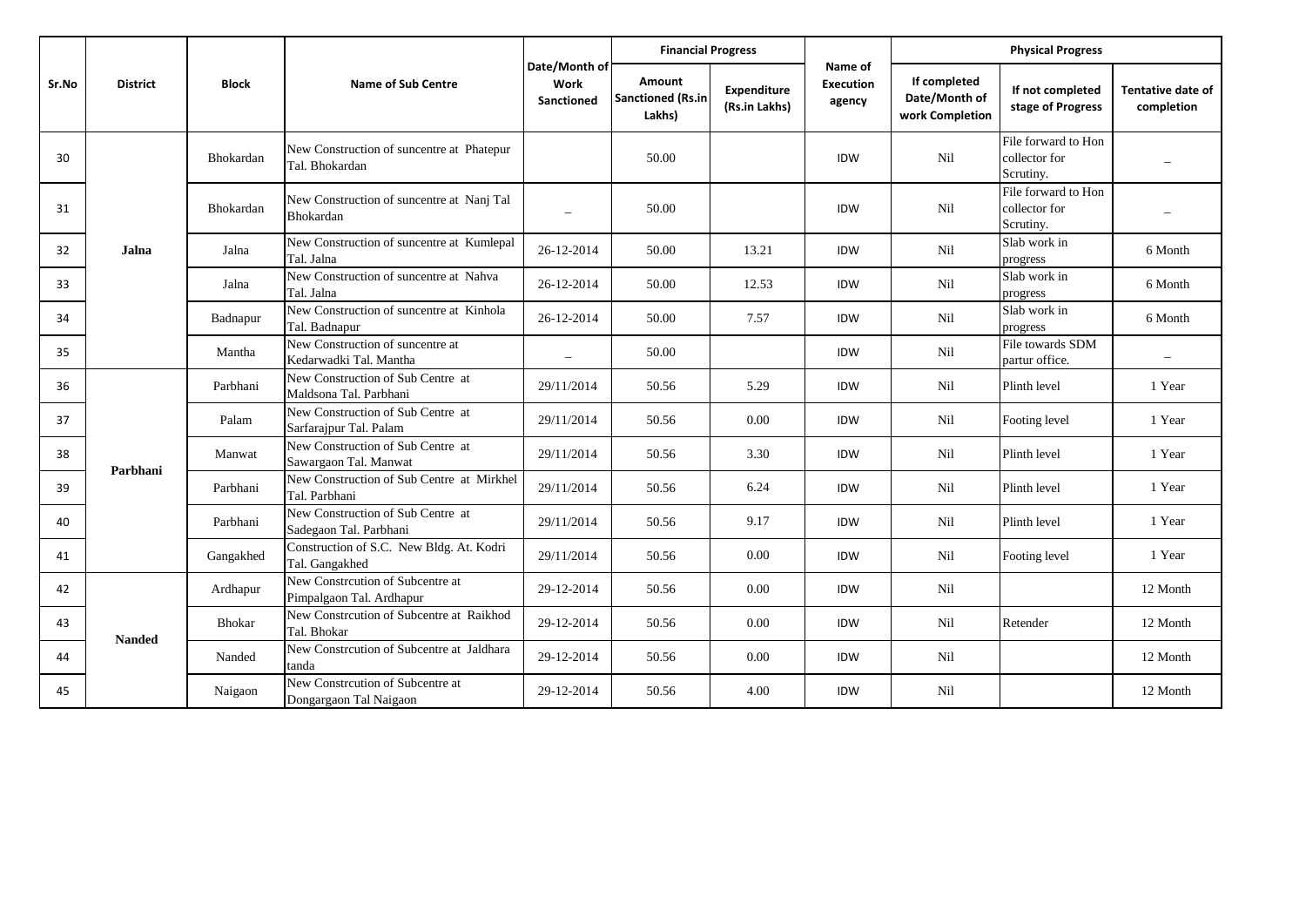| Sr.No | District | Block | Name of Sub Centre | Date/Month of Work Sanctioned | Financial Progress | | Name of Execution agency | Physical Progress | | |
|---|---|---|---|---|---|---|---|---|---|---|
| | | | | | Amount Sanctioned (Rs.in Lakhs) | Expenditure (Rs.in Lakhs) | | If completed Date/Month of work Completion | If not completed stage of Progress | Tentative date of completion |
| 30 | Jalna | Bhokardan | New Construction of suncentre at Phatepur Tal. Bhokardan | | 50.00 | | IDW | Nil | File forward to Hon collector for Scrutiny. | – |
| 31 | | Bhokardan | New Construction of suncentre at Nanj Tal Bhokardan | – | 50.00 | | IDW | Nil | File forward to Hon collector for Scrutiny. | – |
| 32 | | Jalna | New Construction of suncentre at Kumlepal Tal. Jalna | 26-12-2014 | 50.00 | 13.21 | IDW | Nil | Slab work in progress | 6 Month |
| 33 | | Jalna | New Construction of suncentre at Nahva Tal. Jalna | 26-12-2014 | 50.00 | 12.53 | IDW | Nil | Slab work in progress | 6 Month |
| 34 | | Badnapur | New Construction of suncentre at Kinhola Tal. Badnapur | 26-12-2014 | 50.00 | 7.57 | IDW | Nil | Slab work in progress | 6 Month |
| 35 | | Mantha | New Construction of suncentre at Kedarwadki Tal. Mantha | – | 50.00 | | IDW | Nil | File towards SDM partur office. | – |
| 36 | Parbhani | Parbhani | New Construction of Sub Centre at Maldsona Tal. Parbhani | 29/11/2014 | 50.56 | 5.29 | IDW | Nil | Plinth level | 1 Year |
| 37 | | Palam | New Construction of Sub Centre at Sarfarajpur Tal. Palam | 29/11/2014 | 50.56 | 0.00 | IDW | Nil | Footing level | 1 Year |
| 38 | | Manwat | New Construction of Sub Centre at Sawargaon Tal. Manwat | 29/11/2014 | 50.56 | 3.30 | IDW | Nil | Plinth level | 1 Year |
| 39 | | Parbhani | New Construction of Sub Centre at Mirkhel Tal. Parbhani | 29/11/2014 | 50.56 | 6.24 | IDW | Nil | Plinth level | 1 Year |
| 40 | | Parbhani | New Construction of Sub Centre at Sadegaon Tal. Parbhani | 29/11/2014 | 50.56 | 9.17 | IDW | Nil | Plinth level | 1 Year |
| 41 | | Gangakhed | Construction of S.C. New Bldg. At. Kodri Tal. Gangakhed | 29/11/2014 | 50.56 | 0.00 | IDW | Nil | Footing level | 1 Year |
| 42 | Nanded | Ardhapur | New Constrcution of Subcentre at Pimpalgaon Tal. Ardhapur | 29-12-2014 | 50.56 | 0.00 | IDW | Nil | | 12 Month |
| 43 | | Bhokar | New Constrcution of Subcentre at Raikhod Tal. Bhokar | 29-12-2014 | 50.56 | 0.00 | IDW | Nil | Retender | 12 Month |
| 44 | | Nanded | New Constrcution of Subcentre at Jaldhara tanda | 29-12-2014 | 50.56 | 0.00 | IDW | Nil | | 12 Month |
| 45 | | Naigaon | New Constrcution of Subcentre at Dongargaon Tal Naigaon | 29-12-2014 | 50.56 | 4.00 | IDW | Nil | | 12 Month |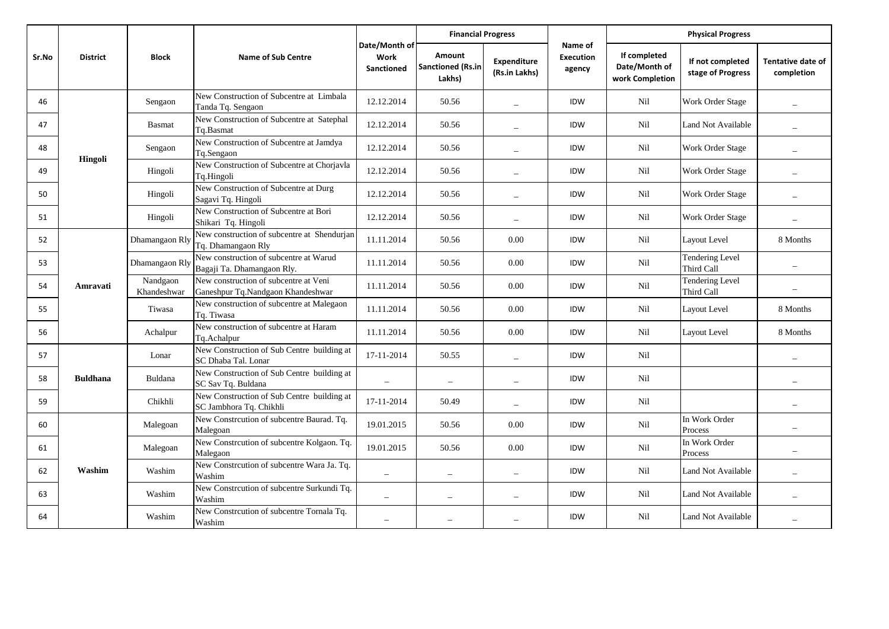| Sr.No | District | Block | Name of Sub Centre | Date/Month of Work Sanctioned | Financial Progress | | Name of Execution agency | Physical Progress | | |
|---|---|---|---|---|---|---|---|---|---|---|
| | | | | | Amount Sanctioned (Rs.in Lakhs) | Expenditure (Rs.in Lakhs) | | If completed Date/Month of work Completion | If not completed stage of Progress | Tentative date of completion |
| 46 | Hingoli | Sengaon | New Construction of Subcentre at Limbala Tanda Tq. Sengaon | 12.12.2014 | 50.56 | _ | IDW | Nil | Work Order Stage | _ |
| 47 | | Basmat | New Construction of Subcentre at Satephal Tq.Basmat | 12.12.2014 | 50.56 | _ | IDW | Nil | Land Not Available | _ |
| 48 | | Sengaon | New Construction of Subcentre at Jamdya Tq.Sengaon | 12.12.2014 | 50.56 | _ | IDW | Nil | Work Order Stage | _ |
| 49 | | Hingoli | New Construction of Subcentre at Chorjavla Tq.Hingoli | 12.12.2014 | 50.56 | _ | IDW | Nil | Work Order Stage | _ |
| 50 | | Hingoli | New Construction of Subcentre at Durg Sagavi Tq. Hingoli | 12.12.2014 | 50.56 | _ | IDW | Nil | Work Order Stage | _ |
| 51 | | Hingoli | New Construction of Subcentre at Bori Shikari Tq. Hingoli | 12.12.2014 | 50.56 | _ | IDW | Nil | Work Order Stage | _ |
| 52 | Amravati | Dhamangaon Rly | New construction of subcentre at Shendurjan Tq. Dhamangaon Rly | 11.11.2014 | 50.56 | 0.00 | IDW | Nil | Layout Level | 8 Months |
| 53 | | Dhamangaon Rly | New construction of subcentre at Warud Bagaji Ta. Dhamangaon Rly. | 11.11.2014 | 50.56 | 0.00 | IDW | Nil | Tendering Level Third Call | _ |
| 54 | | Nandgaon Khandeshwar | New construction of subcentre at Veni Ganeshpur Tq.Nandgaon Khandeshwar | 11.11.2014 | 50.56 | 0.00 | IDW | Nil | Tendering Level Third Call | _ |
| 55 | | Tiwasa | New construction of subcentre at Malegaon Tq. Tiwasa | 11.11.2014 | 50.56 | 0.00 | IDW | Nil | Layout Level | 8 Months |
| 56 | | Achalpur | New construction of subcentre at Haram Tq.Achalpur | 11.11.2014 | 50.56 | 0.00 | IDW | Nil | Layout Level | 8 Months |
| 57 | Buldhana | Lonar | New Construction of Sub Centre building at SC Dhaba Tal. Lonar | 17-11-2014 | 50.55 | _ | IDW | Nil | | _ |
| 58 | | Buldana | New Construction of Sub Centre building at SC Sav Tq. Buldana | _ | _ | _ | IDW | Nil | | _ |
| 59 | | Chikhli | New Construction of Sub Centre building at SC Jambhora Tq. Chikhli | 17-11-2014 | 50.49 | _ | IDW | Nil | | _ |
| 60 | Washim | Malegoan | New Constrcution of subcentre Baurad. Tq. Malegoan | 19.01.2015 | 50.56 | 0.00 | IDW | Nil | In Work Order Process | _ |
| 61 | | Malegoan | New Constrcution of subcentre Kolgaon. Tq. Malegoan | 19.01.2015 | 50.56 | 0.00 | IDW | Nil | In Work Order Process | _ |
| 62 | | Washim | New Constrcution of subcentre Wara Ja. Tq. Washim | _ | _ | _ | IDW | Nil | Land Not Available | _ |
| 63 | | Washim | New Constrcution of subcentre Surkundi Tq. Washim | _ | _ | _ | IDW | Nil | Land Not Available | _ |
| 64 | | Washim | New Constrcution of subcentre Tornala Tq. Washim | _ | _ | _ | IDW | Nil | Land Not Available | _ |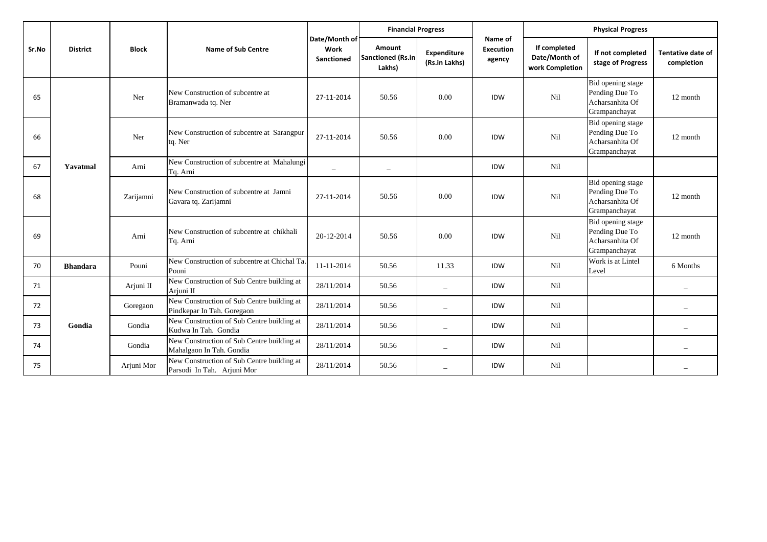| Sr.No | District | Block | Name of Sub Centre | Date/Month of Work Sanctioned | Financial Progress | | Name of Execution agency | Physical Progress | | |
|---|---|---|---|---|---|---|---|---|---|---|
| | | | | | Amount Sanctioned (Rs.in Lakhs) | Expenditure (Rs.in Lakhs) | | If completed Date/Month of work Completion | If not completed stage of Progress | Tentative date of completion |
| 65 | Yavatmal | Ner | New Construction of subcentre at Bramanwada tq. Ner | 27-11-2014 | 50.56 | 0.00 | IDW | Nil | Bid opening stage Pending Due To Acharsanhita Of Grampanchayat | 12 month |
| 66 | | Ner | New Construction of subcentre at Sarangpur tq. Ner | 27-11-2014 | 50.56 | 0.00 | IDW | Nil | Bid opening stage Pending Due To Acharsanhita Of Grampanchayat | 12 month |
| 67 | | Arni | New Construction of subcentre at Mahalungi Tq. Arni | _ | _ | | IDW | Nil | | |
| 68 | | Zarijamni | New Construction of subcentre at Jamni Gavara tq. Zarijamni | 27-11-2014 | 50.56 | 0.00 | IDW | Nil | Bid opening stage Pending Due To Acharsanhita Of Grampanchayat | 12 month |
| 69 | | Arni | New Construction of subcentre at chikhali Tq. Arni | 20-12-2014 | 50.56 | 0.00 | IDW | Nil | Bid opening stage Pending Due To Acharsanhita Of Grampanchayat | 12 month |
| 70 | Bhandara | Pouni | New Construction of subcentre at Chichal Ta. Pouni | 11-11-2014 | 50.56 | 11.33 | IDW | Nil | Work is at Lintel Level | 6 Months |
| 71 | Gondia | Arjuni II | New Construction of Sub Centre building at Arjuni II | 28/11/2014 | 50.56 | _ | IDW | Nil | | _ |
| 72 | | Goregaon | New Construction of Sub Centre building at Pindkepar In Tah. Goregaon | 28/11/2014 | 50.56 | _ | IDW | Nil | | _ |
| 73 | | Gondia | New Construction of Sub Centre building at Kudwa In Tah. Gondia | 28/11/2014 | 50.56 | _ | IDW | Nil | | _ |
| 74 | | Gondia | New Construction of Sub Centre building at Mahalgaon In Tah. Gondia | 28/11/2014 | 50.56 | _ | IDW | Nil | | _ |
| 75 | | Arjuni Mor | New Construction of Sub Centre building at Parsodi In Tah. Arjuni Mor | 28/11/2014 | 50.56 | _ | IDW | Nil | | _ |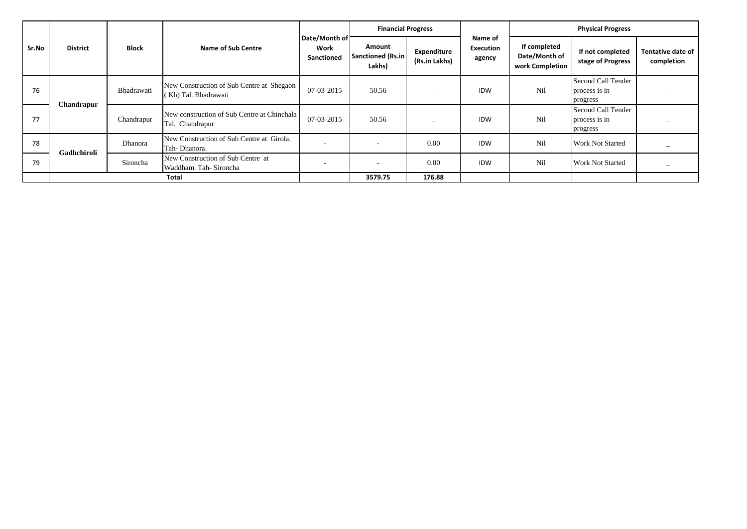| Sr.No | District | Block | Name of Sub Centre | Date/Month of Work Sanctioned | Financial Progress | | Name of Execution agency | Physical Progress | | |
|---|---|---|---|---|---|---|---|---|---|---|
| | | | | | Amount Sanctioned (Rs.in Lakhs) | Expenditure (Rs.in Lakhs) | | If completed Date/Month of work Completion | If not completed stage of Progress | Tentative date of completion |
| 76 | Chandrapur | Bhadrawati | New Construction of Sub Centre at Shegaon ( Kh) Tal. Bhadrawati | 07-03-2015 | 50.56 | _ | IDW | Nil | Second Call Tender process is in progress | _ |
| 77 | | Chandrapur | New construction of Sub Centre at Chinchala Tal. Chandrapur | 07-03-2015 | 50.56 | _ | IDW | Nil | Second Call Tender process is in progress | _ |
| 78 | Gadhchiroli | Dhanora | New Construction of Sub Centre at Girola. Tah- Dhanora. | - | - | 0.00 | IDW | Nil | Work Not Started | _ |
| 79 | | Sironcha | New Construction of Sub Centre at Waddham. Tah- Sironcha | - | - | 0.00 | IDW | Nil | Work Not Started | _ |
| | **Total** | | | | **3579.75** | **176.88** | | | | |